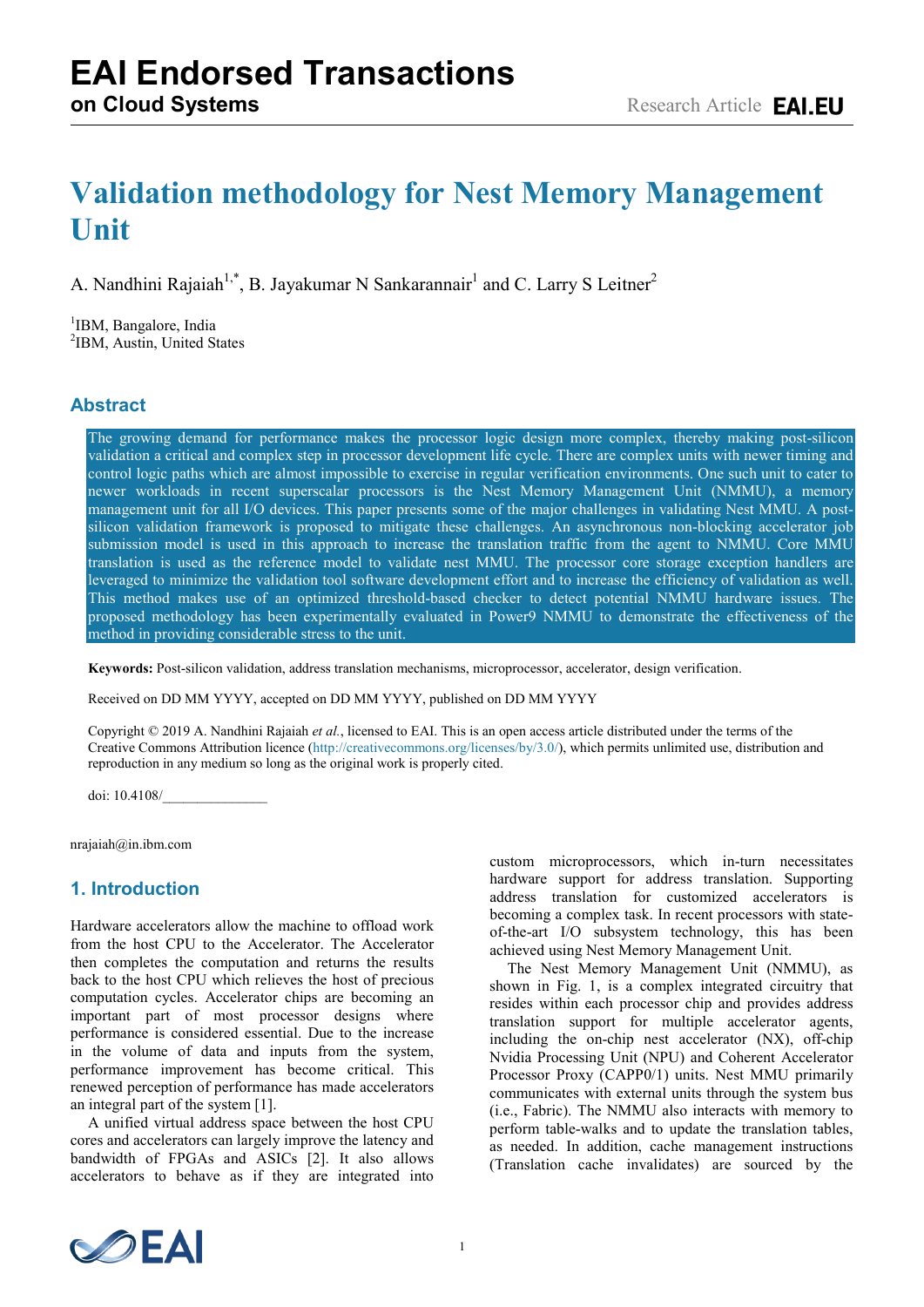# Validation methodology for Nest Memory Management Unit

A. Nandhini Rajaiah[1,*], B. Jayakumar N Sankarannair[1] and C. Larry S Leitner[2]

[1]IBM, Bangalore, India
[2]IBM, Austin, United States

## Abstract

The growing demand for performance makes the processor logic design more complex, thereby making post-silicon validation a critical and complex step in processor development life cycle. There are complex units with newer timing and control logic paths which are almost impossible to exercise in regular verification environments. One such unit to cater to newer workloads in recent superscalar processors is the Nest Memory Management Unit (NMMU), a memory management unit for all I/O devices. This paper presents some of the major challenges in validating Nest MMU. A post-silicon validation framework is proposed to mitigate these challenges. An asynchronous non-blocking accelerator job submission model is used in this approach to increase the translation traffic from the agent to NMMU. Core MMU translation is used as the reference model to validate nest MMU. The processor core storage exception handlers are leveraged to minimize the validation tool software development effort and to increase the efficiency of validation as well. This method makes use of an optimized threshold-based checker to detect potential NMMU hardware issues. The proposed methodology has been experimentally evaluated in Power9 NMMU to demonstrate the effectiveness of the method in providing considerable stress to the unit.

**Keywords:** Post-silicon validation, address translation mechanisms, microprocessor, accelerator, design verification.

Received on DD MM YYYY, accepted on DD MM YYYY, published on DD MM YYYY

Copyright © 2019 A. Nandhini Rajaiah *et al.*, licensed to EAI. This is an open access article distributed under the terms of the Creative Commons Attribution licence (http://creativecommons.org/licenses/by/3.0/), which permits unlimited use, distribution and reproduction in any medium so long as the original work is properly cited.

doi: 10.4108/_______________

nrajaiah@in.ibm.com

## 1. Introduction

Hardware accelerators allow the machine to offload work from the host CPU to the Accelerator. The Accelerator then completes the computation and returns the results back to the host CPU which relieves the host of precious computation cycles. Accelerator chips are becoming an important part of most processor designs where performance is considered essential. Due to the increase in the volume of data and inputs from the system, performance improvement has become critical. This renewed perception of performance has made accelerators an integral part of the system [1].

A unified virtual address space between the host CPU cores and accelerators can largely improve the latency and bandwidth of FPGAs and ASICs [2]. It also allows accelerators to behave as if they are integrated into custom microprocessors, which in-turn necessitates hardware support for address translation. Supporting address translation for customized accelerators is becoming a complex task. In recent processors with state-of-the-art I/O subsystem technology, this has been achieved using Nest Memory Management Unit.

The Nest Memory Management Unit (NMMU), as shown in Fig. 1, is a complex integrated circuitry that resides within each processor chip and provides address translation support for multiple accelerator agents, including the on-chip nest accelerator (NX), off-chip Nvidia Processing Unit (NPU) and Coherent Accelerator Processor Proxy (CAPP0/1) units. Nest MMU primarily communicates with external units through the system bus (i.e., Fabric). The NMMU also interacts with memory to perform table-walks and to update the translation tables, as needed. In addition, cache management instructions (Translation cache invalidates) are sourced by the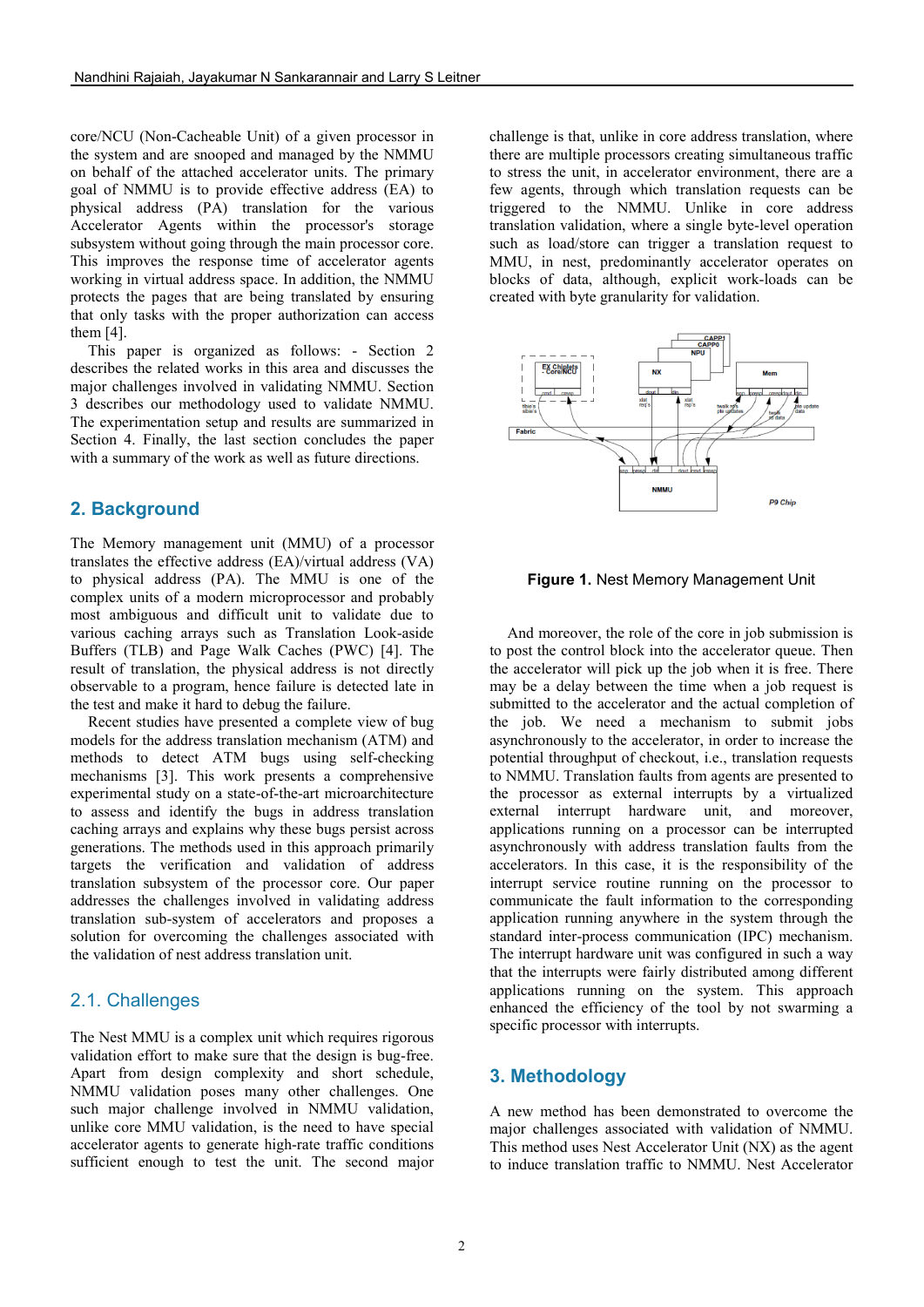core/NCU (Non-Cacheable Unit) of a given processor in the system and are snooped and managed by the NMMU on behalf of the attached accelerator units. The primary goal of NMMU is to provide effective address (EA) to physical address (PA) translation for the various Accelerator Agents within the processor's storage subsystem without going through the main processor core. This improves the response time of accelerator agents working in virtual address space. In addition, the NMMU protects the pages that are being translated by ensuring that only tasks with the proper authorization can access them [4].

This paper is organized as follows: - Section 2 describes the related works in this area and discusses the major challenges involved in validating NMMU. Section 3 describes our methodology used to validate NMMU. The experimentation setup and results are summarized in Section 4. Finally, the last section concludes the paper with a summary of the work as well as future directions.

## 2. Background

The Memory management unit (MMU) of a processor translates the effective address (EA)/virtual address (VA) to physical address (PA). The MMU is one of the complex units of a modern microprocessor and probably most ambiguous and difficult unit to validate due to various caching arrays such as Translation Look-aside Buffers (TLB) and Page Walk Caches (PWC) [4]. The result of translation, the physical address is not directly observable to a program, hence failure is detected late in the test and make it hard to debug the failure.

Recent studies have presented a complete view of bug models for the address translation mechanism (ATM) and methods to detect ATM bugs using self-checking mechanisms [3]. This work presents a comprehensive experimental study on a state-of-the-art microarchitecture to assess and identify the bugs in address translation caching arrays and explains why these bugs persist across generations. The methods used in this approach primarily targets the verification and validation of address translation subsystem of the processor core. Our paper addresses the challenges involved in validating address translation sub-system of accelerators and proposes a solution for overcoming the challenges associated with the validation of nest address translation unit.

### 2.1. Challenges

The Nest MMU is a complex unit which requires rigorous validation effort to make sure that the design is bug-free. Apart from design complexity and short schedule, NMMU validation poses many other challenges. One such major challenge involved in NMMU validation, unlike core MMU validation, is the need to have special accelerator agents to generate high-rate traffic conditions sufficient enough to test the unit. The second major challenge is that, unlike in core address translation, where there are multiple processors creating simultaneous traffic to stress the unit, in accelerator environment, there are a few agents, through which translation requests can be triggered to the NMMU. Unlike in core address translation validation, where a single byte-level operation such as load/store can trigger a translation request to MMU, in nest, predominantly accelerator operates on blocks of data, although, explicit work-loads can be created with byte granularity for validation.

**Figure 1.** Nest Memory Management Unit

And moreover, the role of the core in job submission is to post the control block into the accelerator queue. Then the accelerator will pick up the job when it is free. There may be a delay between the time when a job request is submitted to the accelerator and the actual completion of the job. We need a mechanism to submit jobs asynchronously to the accelerator, in order to increase the potential throughput of checkout, i.e., translation requests to NMMU. Translation faults from agents are presented to the processor as external interrupts by a virtualized external interrupt hardware unit, and moreover, applications running on a processor can be interrupted asynchronously with address translation faults from the accelerators. In this case, it is the responsibility of the interrupt service routine running on the processor to communicate the fault information to the corresponding application running anywhere in the system through the standard inter-process communication (IPC) mechanism. The interrupt hardware unit was configured in such a way that the interrupts were fairly distributed among different applications running on the system. This approach enhanced the efficiency of the tool by not swarming a specific processor with interrupts.

## 3. Methodology

A new method has been demonstrated to overcome the major challenges associated with validation of NMMU. This method uses Nest Accelerator Unit (NX) as the agent to induce translation traffic to NMMU. Nest Accelerator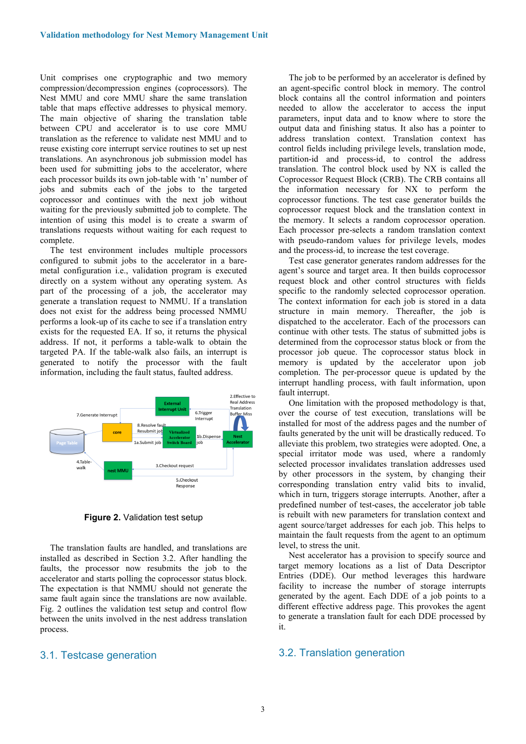Unit comprises one cryptographic and two memory compression/decompression engines (coprocessors). The Nest MMU and core MMU share the same translation table that maps effective addresses to physical memory. The main objective of sharing the translation table between CPU and accelerator is to use core MMU translation as the reference to validate nest MMU and to reuse existing core interrupt service routines to set up nest translations. An asynchronous job submission model has been used for submitting jobs to the accelerator, where each processor builds its own job-table with 'n' number of jobs and submits each of the jobs to the targeted coprocessor and continues with the next job without waiting for the previously submitted job to complete. The intention of using this model is to create a swarm of translations requests without waiting for each request to complete.

The test environment includes multiple processors configured to submit jobs to the accelerator in a bare-metal configuration i.e., validation program is executed directly on a system without any operating system. As part of the processing of a job, the accelerator may generate a translation request to NMMU. If a translation does not exist for the address being processed NMMU performs a look-up of its cache to see if a translation entry exists for the requested EA. If so, it returns the physical address. If not, it performs a table-walk to obtain the targeted PA. If the table-walk also fails, an interrupt is generated to notify the processor with the fault information, including the fault status, faulted address.

**Figure 2.** Validation test setup

The translation faults are handled, and translations are installed as described in Section 3.2. After handling the faults, the processor now resubmits the job to the accelerator and starts polling the coprocessor status block. The expectation is that NMMU should not generate the same fault again since the translations are now available. Fig. 2 outlines the validation test setup and control flow between the units involved in the nest address translation process.

## 3.1. Testcase generation

The job to be performed by an accelerator is defined by an agent-specific control block in memory. The control block contains all the control information and pointers needed to allow the accelerator to access the input parameters, input data and to know where to store the output data and finishing status. It also has a pointer to address translation context. Translation context has control fields including privilege levels, translation mode, partition-id and process-id, to control the address translation. The control block used by NX is called the Coprocessor Request Block (CRB). The CRB contains all the information necessary for NX to perform the coprocessor functions. The test case generator builds the coprocessor request block and the translation context in the memory. It selects a random coprocessor operation. Each processor pre-selects a random translation context with pseudo-random values for privilege levels, modes and the process-id, to increase the test coverage.

Test case generator generates random addresses for the agent's source and target area. It then builds coprocessor request block and other control structures with fields specific to the randomly selected coprocessor operation. The context information for each job is stored in a data structure in main memory. Thereafter, the job is dispatched to the accelerator. Each of the processors can continue with other tests. The status of submitted jobs is determined from the coprocessor status block or from the processor job queue. The coprocessor status block in memory is updated by the accelerator upon job completion. The per-processor queue is updated by the interrupt handling process, with fault information, upon fault interrupt.

One limitation with the proposed methodology is that, over the course of test execution, translations will be installed for most of the address pages and the number of faults generated by the unit will be drastically reduced. To alleviate this problem, two strategies were adopted. One, a special irritator mode was used, where a randomly selected processor invalidates translation addresses used by other processors in the system, by changing their corresponding translation entry valid bits to invalid, which in turn, triggers storage interrupts. Another, after a predefined number of test-cases, the accelerator job table is rebuilt with new parameters for translation context and agent source/target addresses for each job. This helps to maintain the fault requests from the agent to an optimum level, to stress the unit.

Nest accelerator has a provision to specify source and target memory locations as a list of Data Descriptor Entries (DDE). Our method leverages this hardware facility to increase the number of storage interrupts generated by the agent. Each DDE of a job points to a different effective address page. This provokes the agent to generate a translation fault for each DDE processed by it.

## 3.2. Translation generation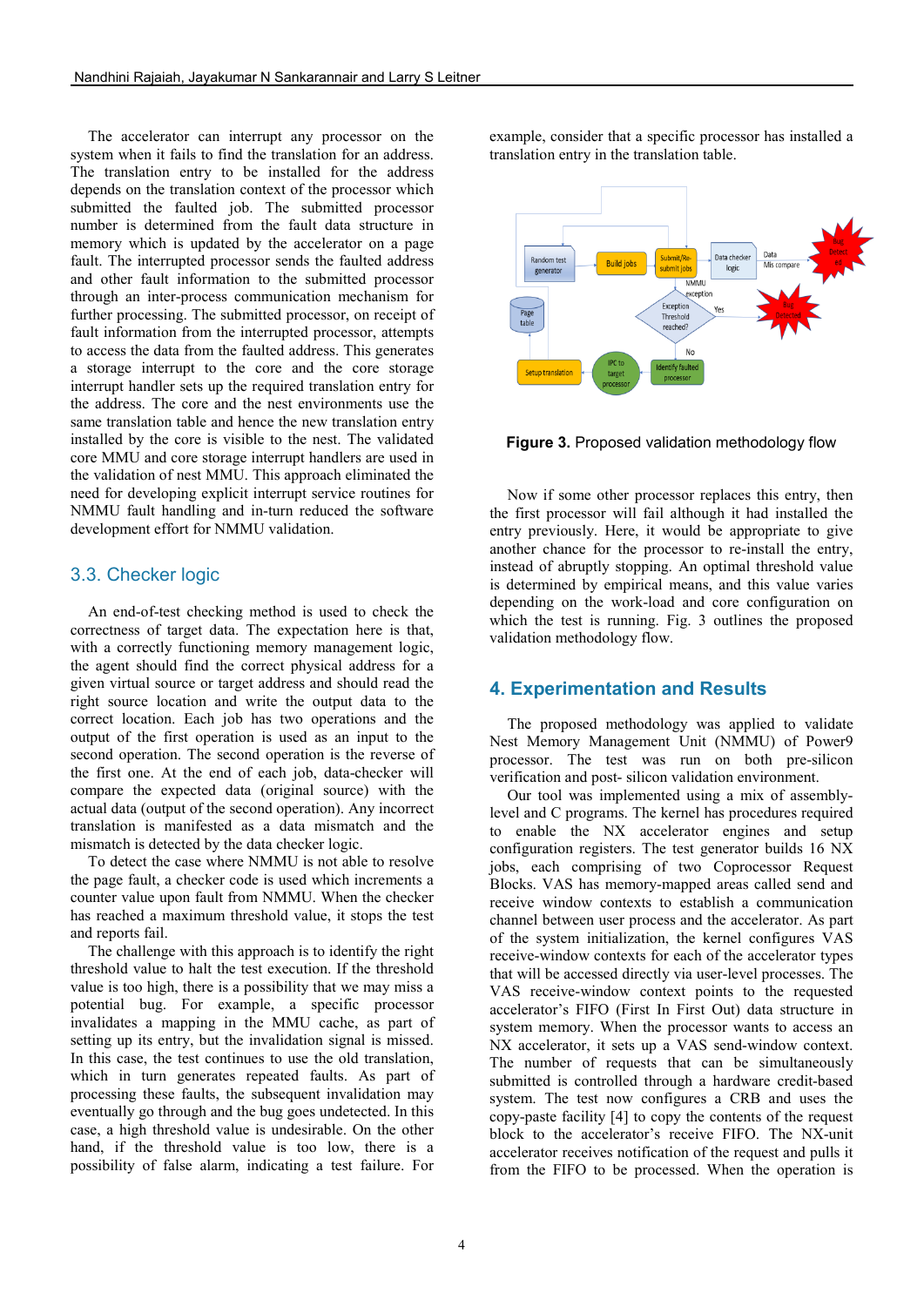The accelerator can interrupt any processor on the system when it fails to find the translation for an address. The translation entry to be installed for the address depends on the translation context of the processor which submitted the faulted job. The submitted processor number is determined from the fault data structure in memory which is updated by the accelerator on a page fault. The interrupted processor sends the faulted address and other fault information to the submitted processor through an inter-process communication mechanism for further processing. The submitted processor, on receipt of fault information from the interrupted processor, attempts to access the data from the faulted address. This generates a storage interrupt to the core and the core storage interrupt handler sets up the required translation entry for the address. The core and the nest environments use the same translation table and hence the new translation entry installed by the core is visible to the nest. The validated core MMU and core storage interrupt handlers are used in the validation of nest MMU. This approach eliminated the need for developing explicit interrupt service routines for NMMU fault handling and in-turn reduced the software development effort for NMMU validation.

## 3.3. Checker logic

An end-of-test checking method is used to check the correctness of target data. The expectation here is that, with a correctly functioning memory management logic, the agent should find the correct physical address for a given virtual source or target address and should read the right source location and write the output data to the correct location. Each job has two operations and the output of the first operation is used as an input to the second operation. The second operation is the reverse of the first one. At the end of each job, data-checker will compare the expected data (original source) with the actual data (output of the second operation). Any incorrect translation is manifested as a data mismatch and the mismatch is detected by the data checker logic.

To detect the case where NMMU is not able to resolve the page fault, a checker code is used which increments a counter value upon fault from NMMU. When the checker has reached a maximum threshold value, it stops the test and reports fail.

The challenge with this approach is to identify the right threshold value to halt the test execution. If the threshold value is too high, there is a possibility that we may miss a potential bug. For example, a specific processor invalidates a mapping in the MMU cache, as part of setting up its entry, but the invalidation signal is missed. In this case, the test continues to use the old translation, which in turn generates repeated faults. As part of processing these faults, the subsequent invalidation may eventually go through and the bug goes undetected. In this case, a high threshold value is undesirable. On the other hand, if the threshold value is too low, there is a possibility of false alarm, indicating a test failure. For example, consider that a specific processor has installed a translation entry in the translation table.

**Figure 3.** Proposed validation methodology flow

Now if some other processor replaces this entry, then the first processor will fail although it had installed the entry previously. Here, it would be appropriate to give another chance for the processor to re-install the entry, instead of abruptly stopping. An optimal threshold value is determined by empirical means, and this value varies depending on the work-load and core configuration on which the test is running. Fig. 3 outlines the proposed validation methodology flow.

## 4. Experimentation and Results

The proposed methodology was applied to validate Nest Memory Management Unit (NMMU) of Power9 processor. The test was run on both pre-silicon verification and post- silicon validation environment.

Our tool was implemented using a mix of assembly-level and C programs. The kernel has procedures required to enable the NX accelerator engines and setup configuration registers. The test generator builds 16 NX jobs, each comprising of two Coprocessor Request Blocks. VAS has memory-mapped areas called send and receive window contexts to establish a communication channel between user process and the accelerator. As part of the system initialization, the kernel configures VAS receive-window contexts for each of the accelerator types that will be accessed directly via user-level processes. The VAS receive-window context points to the requested accelerator's FIFO (First In First Out) data structure in system memory. When the processor wants to access the NX accelerator, it sets up a VAS send-window context. The number of requests that can be simultaneously submitted is controlled through a hardware credit-based system. The test now configures a CRB and uses the copy-paste facility [4] to copy the contents of the request block to the accelerator's receive FIFO. The NX-unit accelerator receives notification of the request and pulls it from the FIFO to be processed. When the operation is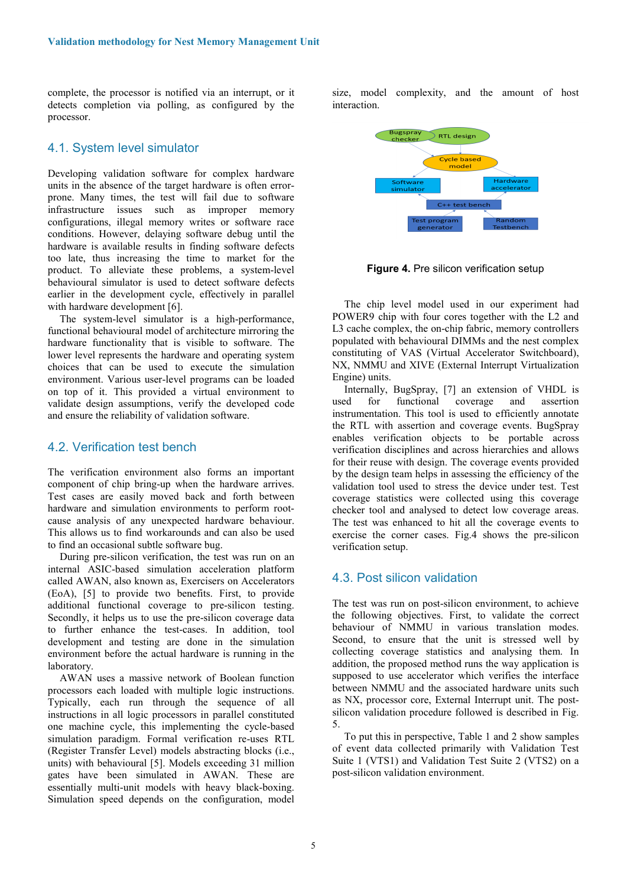complete, the processor is notified via an interrupt, or it detects completion via polling, as configured by the processor.

## 4.1. System level simulator

Developing validation software for complex hardware units in the absence of the target hardware is often error-prone. Many times, the test will fail due to software infrastructure issues such as improper memory configurations, illegal memory writes or software race conditions. However, delaying software debug until the hardware is available results in finding software defects too late, thus increasing the time to market for the product. To alleviate these problems, a system-level behavioural simulator is used to detect software defects earlier in the development cycle, effectively in parallel with hardware development [6].

The system-level simulator is a high-performance, functional behavioural model of architecture mirroring the hardware functionality that is visible to software. The lower level represents the hardware and operating system choices that can be used to execute the simulation environment. Various user-level programs can be loaded on top of it. This provided a virtual environment to validate design assumptions, verify the developed code and ensure the reliability of validation software.

## 4.2. Verification test bench

The verification environment also forms an important component of chip bring-up when the hardware arrives. Test cases are easily moved back and forth between hardware and simulation environments to perform root-cause analysis of any unexpected hardware behaviour. This allows us to find workarounds and can also be used to find an occasional subtle software bug.

During pre-silicon verification, the test was run on an internal ASIC-based simulation acceleration platform called AWAN, also known as, Exercisers on Accelerators (EoA), [5] to provide two benefits. First, to provide additional functional coverage to pre-silicon testing. Secondly, it helps us to use the pre-silicon coverage data to further enhance the test-cases. In addition, tool development and testing are done in the simulation environment before the actual hardware is running in the laboratory.

AWAN uses a massive network of Boolean function processors each loaded with multiple logic instructions. Typically, each run through the sequence of all instructions in all logic processors in parallel constituted one machine cycle, this implementing the cycle-based simulation paradigm. Formal verification re-uses RTL (Register Transfer Level) models abstracting blocks (i.e., units) with behavioural [5]. Models exceeding 31 million gates have been simulated in AWAN. These are essentially multi-unit models with heavy black-boxing. Simulation speed depends on the configuration, model size, model complexity, and the amount of host interaction.

**Figure 4.** Pre silicon verification setup

The chip level model used in our experiment had POWER9 chip with four cores together with the L2 and L3 cache complex, the on-chip fabric, memory controllers populated with behavioural DIMMs and the nest complex constituting of VAS (Virtual Accelerator Switchboard), NX, NMMU and XIVE (External Interrupt Virtualization Engine) units.

Internally, BugSpray, [7] an extension of VHDL is used for functional coverage and assertion instrumentation. This tool is used to efficiently annotate the RTL with assertion and coverage events. BugSpray enables verification objects to be portable across verification disciplines and across hierarchies and allows for their reuse with design. The coverage events provided by the design team helps in assessing the efficiency of the validation tool used to stress the device under test. Test coverage statistics were collected using this coverage checker tool and analysed to detect low coverage areas. The test was enhanced to hit all the coverage events to exercise the corner cases. Fig.4 shows the pre-silicon verification setup.

## 4.3. Post silicon validation

The test was run on post-silicon environment, to achieve the following objectives. First, to validate the correct behaviour of NMMU in various translation modes. Second, to ensure that the unit is stressed well by collecting coverage statistics and analysing them. In addition, the proposed method runs the way application is supposed to use accelerator which verifies the interface between NMMU and the associated hardware units such as NX, processor core, External Interrupt unit. The post-silicon validation procedure followed is described in Fig. 5.

To put this in perspective, Table 1 and 2 show samples of event data collected primarily with Validation Test Suite 1 (VTS1) and Validation Test Suite 2 (VTS2) on a post-silicon validation environment.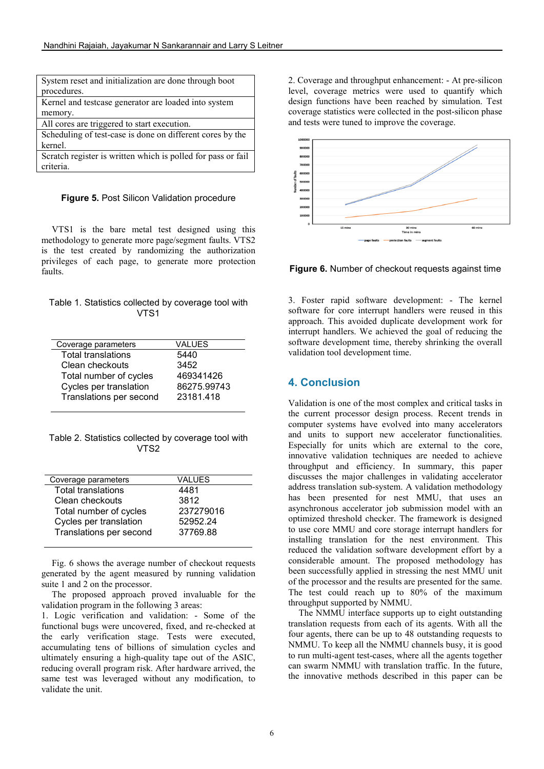| System reset and initialization are done through boot procedures. |
|---|
| Kernel and testcase generator are loaded into system memory. |
| All cores are triggered to start execution. |
| Scheduling of test-case is done on different cores by the kernel. |
| Scratch register is written which is polled for pass or fail criteria. |

**Figure 5.** Post Silicon Validation procedure

VTS1 is the bare metal test designed using this methodology to generate more page/segment faults. VTS2 is the test created by randomizing the authorization privileges of each page, to generate more protection faults.

Table 1. Statistics collected by coverage tool with VTS1

| Coverage parameters | VALUES |
|---|---|
| Total translations | 5440 |
| Clean checkouts | 3452 |
| Total number of cycles | 469341426 |
| Cycles per translation | 86275.99743 |
| Translations per second | 23181.418 |

Table 2. Statistics collected by coverage tool with VTS2

| Coverage parameters | VALUES |
|---|---|
| Total translations | 4481 |
| Clean checkouts | 3812 |
| Total number of cycles | 237279016 |
| Cycles per translation | 52952.24 |
| Translations per second | 37769.88 |

Fig. 6 shows the average number of checkout requests generated by the agent measured by running validation suite 1 and 2 on the processor.

The proposed approach proved invaluable for the validation program in the following 3 areas:

1. Logic verification and validation: - Some of the functional bugs were uncovered, fixed, and re-checked at the early verification stage. Tests were executed, accumulating tens of billions of simulation cycles and ultimately ensuring a high-quality tape out of the ASIC, reducing overall program risk. After hardware arrived, the same test was leveraged without any modification, to validate the unit.

2. Coverage and throughput enhancement: - At pre-silicon level, coverage metrics were used to quantify which design functions have been reached by simulation. Test coverage statistics were collected in the post-silicon phase and tests were tuned to improve the coverage.

**Figure 6.** Number of checkout requests against time

3. Foster rapid software development: - The kernel software for core interrupt handlers were reused in this approach. This avoided duplicate development work for interrupt handlers. We achieved the goal of reducing the software development time, thereby shrinking the overall validation tool development time.

## 4. Conclusion

Validation is one of the most complex and critical tasks in the current processor design process. Recent trends in computer systems have evolved into many accelerators and units to support new accelerator functionalities. Especially for units which are external to the core, innovative validation techniques are needed to achieve throughput and efficiency. In summary, this paper discusses the major challenges in validating accelerator address translation sub-system. A validation methodology has been presented for nest MMU, that uses an asynchronous accelerator job submission model with an optimized threshold checker. The framework is designed to use core MMU and core storage interrupt handlers for installing translation for the nest environment. This reduced the validation software development effort by a considerable amount. The proposed methodology has been successfully applied in stressing the nest MMU unit of the processor and the results are presented for the same. The test could reach up to 80% of the maximum throughput supported by NMMU.

The NMMU interface supports up to eight outstanding translation requests from each of its agents. With all the four agents, there can be up to 48 outstanding requests to NMMU. To keep all the NMMU channels busy, it is good to run multi-agent test-cases, where all the agents together can swarm NMMU with translation traffic. In the future, the innovative methods described in this paper can be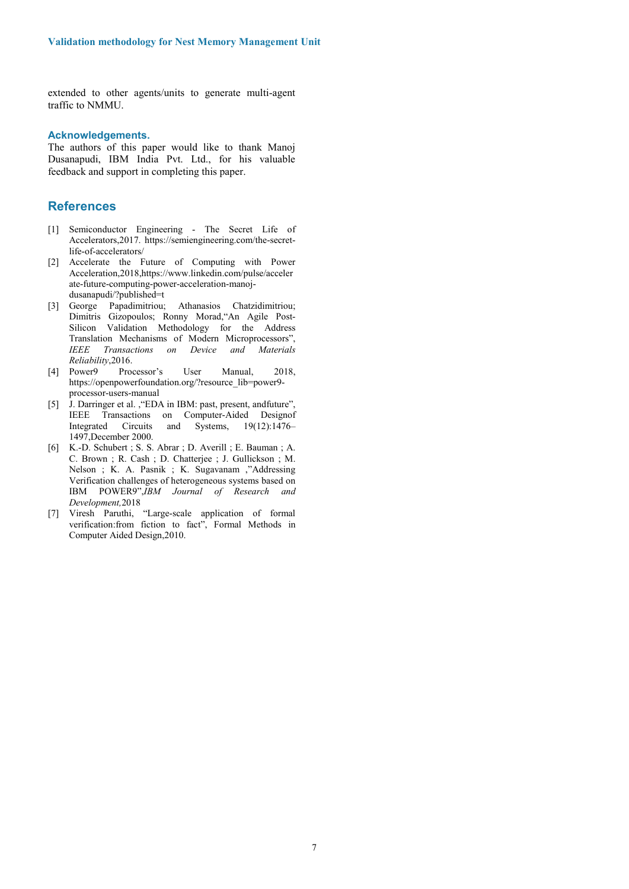extended to other agents/units to generate multi-agent traffic to NMMU.

### Acknowledgements.

The authors of this paper would like to thank Manoj Dusanapudi, IBM India Pvt. Ltd., for his valuable feedback and support in completing this paper.

## References

[1] Semiconductor Engineering - The Secret Life of Accelerators,2017. https://semiengineering.com/the-secret-life-of-accelerators/

[2] Accelerate the Future of Computing with Power Acceleration,2018,https://www.linkedin.com/pulse/accelerate-future-computing-power-acceleration-manoj-dusanapudi/?published=t

[3] George Papadimitriou; Athanasios Chatzidimitriou; Dimitris Gizopoulos; Ronny Morad,"An Agile Post-Silicon Validation Methodology for the Address Translation Mechanisms of Modern Microprocessors", *IEEE Transactions on Device and Materials Reliability*,2016.

[4] Power9 Processor's User Manual, 2018, https://openpowerfoundation.org/?resource_lib=power9-processor-users-manual

[5] J. Darringer et al. ,"EDA in IBM: past, present, andfuture", IEEE Transactions on Computer-Aided Designof Integrated Circuits and Systems, 19(12):1476–1497,December 2000.

[6] K.-D. Schubert ; S. S. Abrar ; D. Averill ; E. Bauman ; A. C. Brown ; R. Cash ; D. Chatterjee ; J. Gullickson ; M. Nelson ; K. A. Pasnik ; K. Sugavanam ,"Addressing Verification challenges of heterogeneous systems based on IBM POWER9",*IBM Journal of Research and Development,*2018

[7] Viresh Paruthi, "Large-scale application of formal verification:from fiction to fact", Formal Methods in Computer Aided Design,2010.